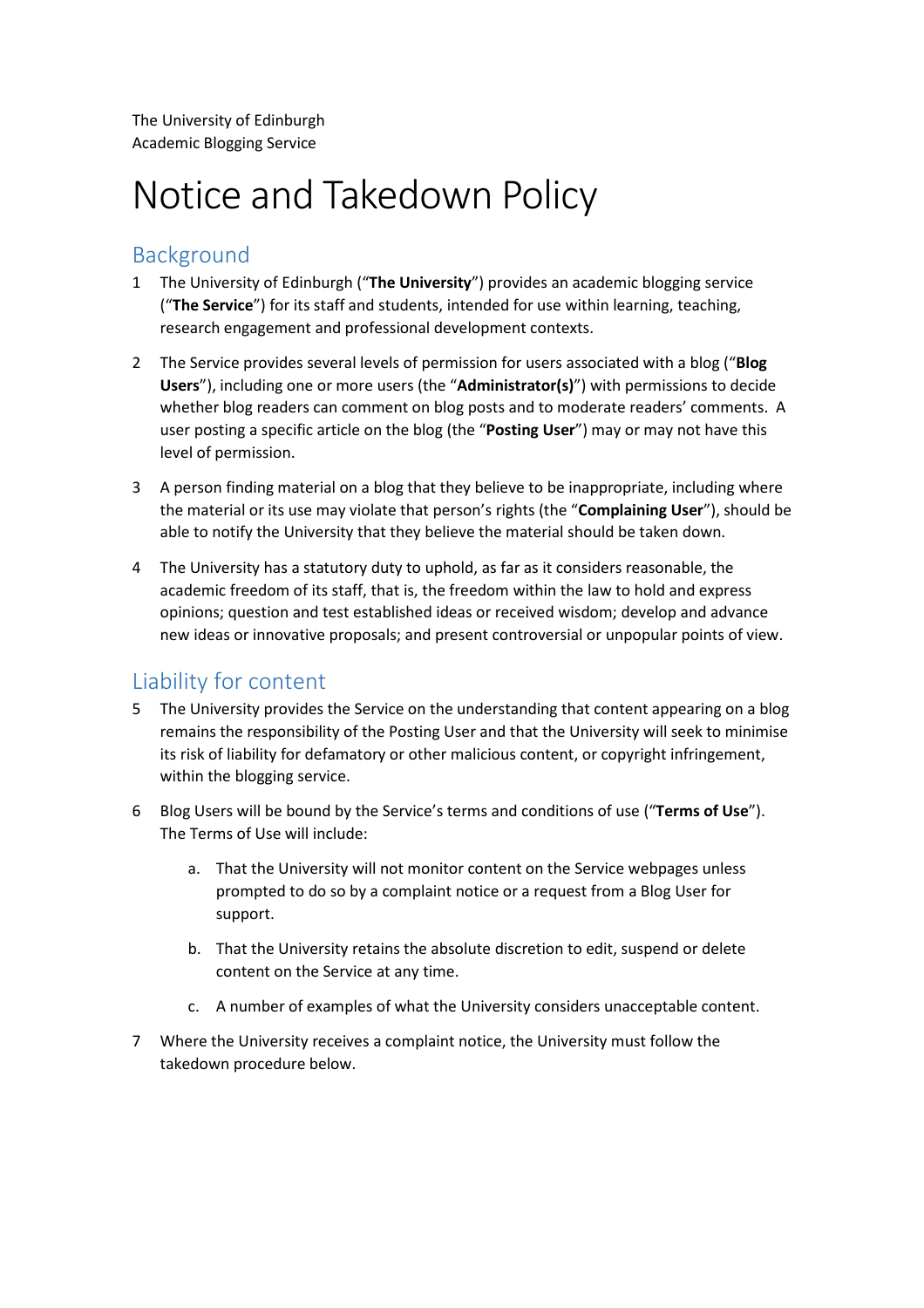The University of Edinburgh
Academic Blogging Service

# Notice and Takedown Policy

## Background

1 The University of Edinburgh ("**The University**") provides an academic blogging service ("**The Service**") for its staff and students, intended for use within learning, teaching, research engagement and professional development contexts.

2 The Service provides several levels of permission for users associated with a blog ("**Blog Users**"), including one or more users (the "**Administrator(s)**") with permissions to decide whether blog readers can comment on blog posts and to moderate readers' comments. A user posting a specific article on the blog (the "**Posting User**") may or may not have this level of permission.

3 A person finding material on a blog that they believe to be inappropriate, including where the material or its use may violate that person's rights (the "**Complaining User**"), should be able to notify the University that they believe the material should be taken down.

4 The University has a statutory duty to uphold, as far as it considers reasonable, the academic freedom of its staff, that is, the freedom within the law to hold and express opinions; question and test established ideas or received wisdom; develop and advance new ideas or innovative proposals; and present controversial or unpopular points of view.

## Liability for content

5 The University provides the Service on the understanding that content appearing on a blog remains the responsibility of the Posting User and that the University will seek to minimise its risk of liability for defamatory or other malicious content, or copyright infringement, within the blogging service.

6 Blog Users will be bound by the Service's terms and conditions of use ("**Terms of Use**"). The Terms of Use will include:

   a. That the University will not monitor content on the Service webpages unless prompted to do so by a complaint notice or a request from a Blog User for support.

   b. That the University retains the absolute discretion to edit, suspend or delete content on the Service at any time.

   c. A number of examples of what the University considers unacceptable content.

7 Where the University receives a complaint notice, the University must follow the takedown procedure below.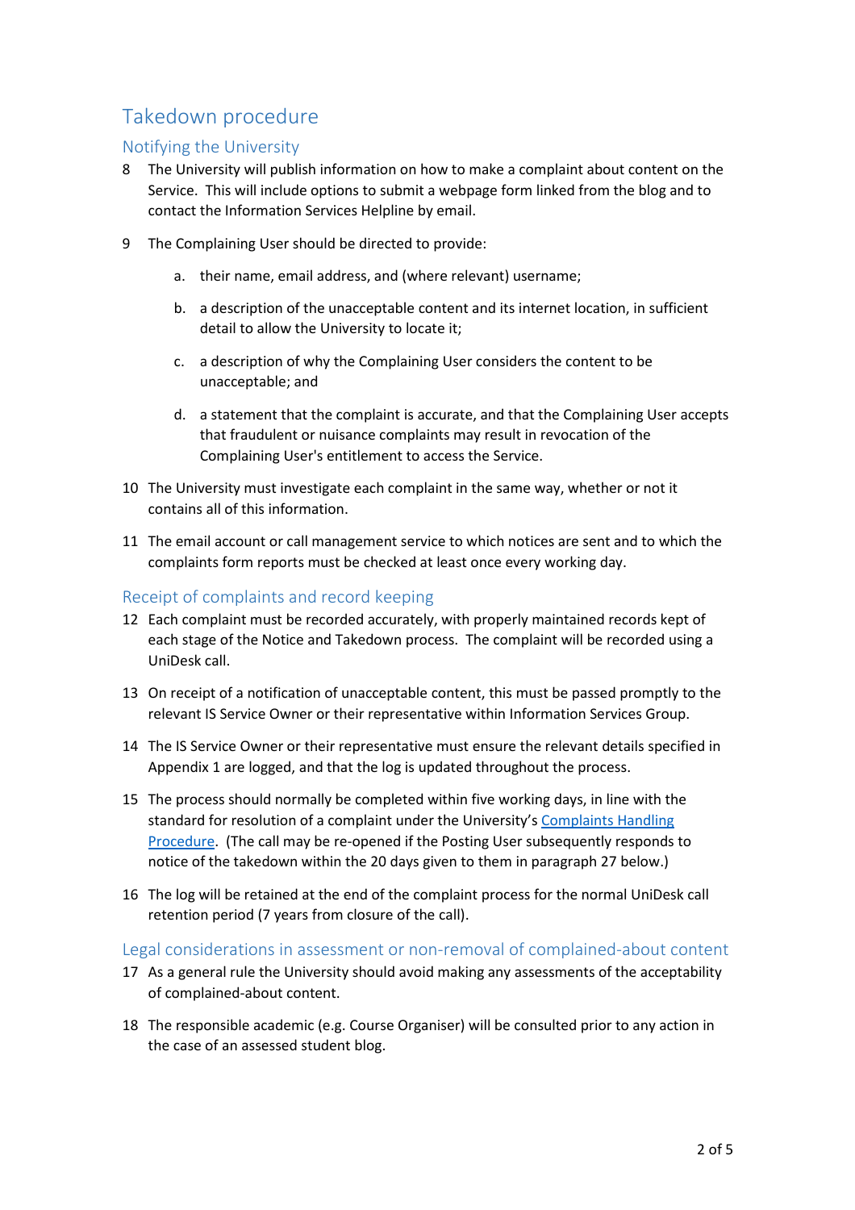## Takedown procedure

### Notifying the University

8 The University will publish information on how to make a complaint about content on the Service. This will include options to submit a webpage form linked from the blog and to contact the Information Services Helpline by email.

9 The Complaining User should be directed to provide:

  a. their name, email address, and (where relevant) username;

  b. a description of the unacceptable content and its internet location, in sufficient detail to allow the University to locate it;

  c. a description of why the Complaining User considers the content to be unacceptable; and

  d. a statement that the complaint is accurate, and that the Complaining User accepts that fraudulent or nuisance complaints may result in revocation of the Complaining User's entitlement to access the Service.

10 The University must investigate each complaint in the same way, whether or not it contains all of this information.

11 The email account or call management service to which notices are sent and to which the complaints form reports must be checked at least once every working day.

### Receipt of complaints and record keeping

12 Each complaint must be recorded accurately, with properly maintained records kept of each stage of the Notice and Takedown process. The complaint will be recorded using a UniDesk call.

13 On receipt of a notification of unacceptable content, this must be passed promptly to the relevant IS Service Owner or their representative within Information Services Group.

14 The IS Service Owner or their representative must ensure the relevant details specified in Appendix 1 are logged, and that the log is updated throughout the process.

15 The process should normally be completed within five working days, in line with the standard for resolution of a complaint under the University's [Complaints Handling Procedure](). (The call may be re-opened if the Posting User subsequently responds to notice of the takedown within the 20 days given to them in paragraph 27 below.)

16 The log will be retained at the end of the complaint process for the normal UniDesk call retention period (7 years from closure of the call).

### Legal considerations in assessment or non-removal of complained-about content

17 As a general rule the University should avoid making any assessments of the acceptability of complained-about content.

18 The responsible academic (e.g. Course Organiser) will be consulted prior to any action in the case of an assessed student blog.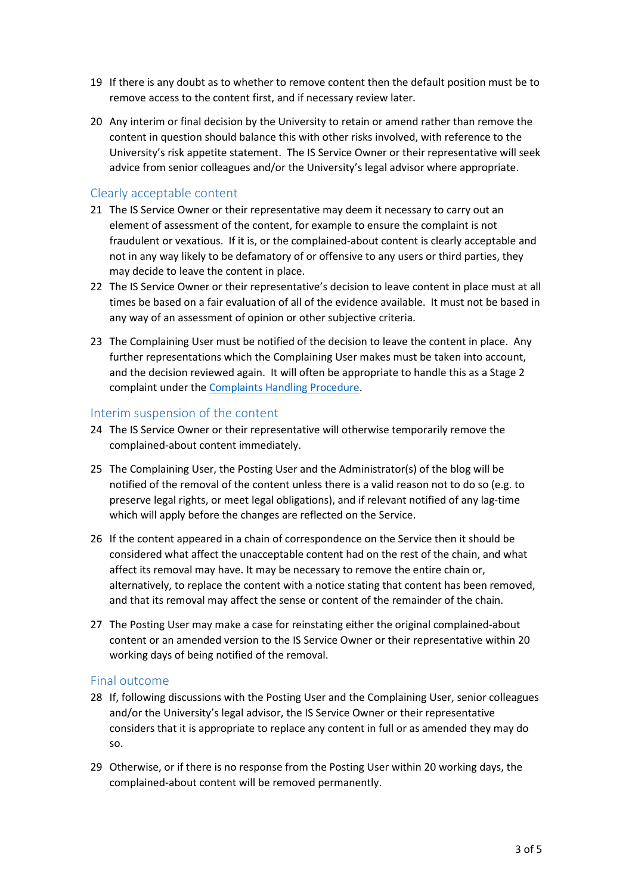19 If there is any doubt as to whether to remove content then the default position must be to remove access to the content first, and if necessary review later.

20 Any interim or final decision by the University to retain or amend rather than remove the content in question should balance this with other risks involved, with reference to the University's risk appetite statement. The IS Service Owner or their representative will seek advice from senior colleagues and/or the University's legal advisor where appropriate.

## Clearly acceptable content

21 The IS Service Owner or their representative may deem it necessary to carry out an element of assessment of the content, for example to ensure the complaint is not fraudulent or vexatious. If it is, or the complained-about content is clearly acceptable and not in any way likely to be defamatory of or offensive to any users or third parties, they may decide to leave the content in place.

22 The IS Service Owner or their representative's decision to leave content in place must at all times be based on a fair evaluation of all of the evidence available. It must not be based in any way of an assessment of opinion or other subjective criteria.

23 The Complaining User must be notified of the decision to leave the content in place. Any further representations which the Complaining User makes must be taken into account, and the decision reviewed again. It will often be appropriate to handle this as a Stage 2 complaint under the Complaints Handling Procedure.

## Interim suspension of the content

24 The IS Service Owner or their representative will otherwise temporarily remove the complained-about content immediately.

25 The Complaining User, the Posting User and the Administrator(s) of the blog will be notified of the removal of the content unless there is a valid reason not to do so (e.g. to preserve legal rights, or meet legal obligations), and if relevant notified of any lag-time which will apply before the changes are reflected on the Service.

26 If the content appeared in a chain of correspondence on the Service then it should be considered what affect the unacceptable content had on the rest of the chain, and what affect its removal may have. It may be necessary to remove the entire chain or, alternatively, to replace the content with a notice stating that content has been removed, and that its removal may affect the sense or content of the remainder of the chain.

27 The Posting User may make a case for reinstating either the original complained-about content or an amended version to the IS Service Owner or their representative within 20 working days of being notified of the removal.

## Final outcome

28 If, following discussions with the Posting User and the Complaining User, senior colleagues and/or the University's legal advisor, the IS Service Owner or their representative considers that it is appropriate to replace any content in full or as amended they may do so.

29 Otherwise, or if there is no response from the Posting User within 20 working days, the complained-about content will be removed permanently.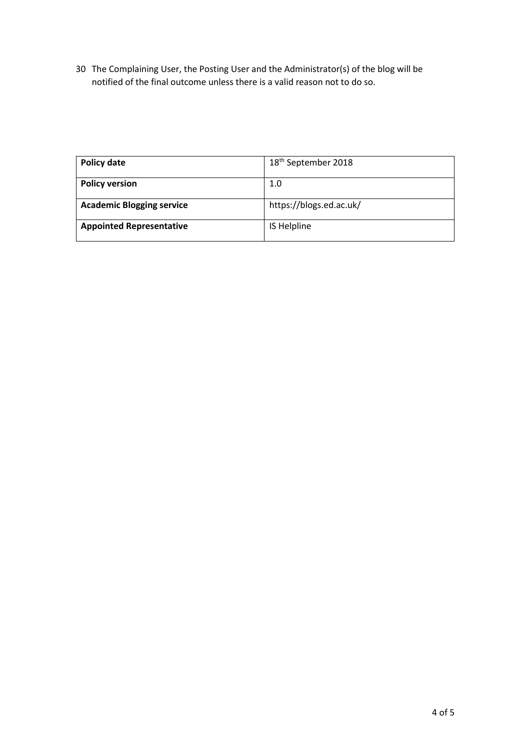30 The Complaining User, the Posting User and the Administrator(s) of the blog will be notified of the final outcome unless there is a valid reason not to do so.

| **Policy date** | 18th September 2018 |
|---|---|
| **Policy version** | 1.0 |
| **Academic Blogging service** | https://blogs.ed.ac.uk/ |
| **Appointed Representative** | IS Helpline |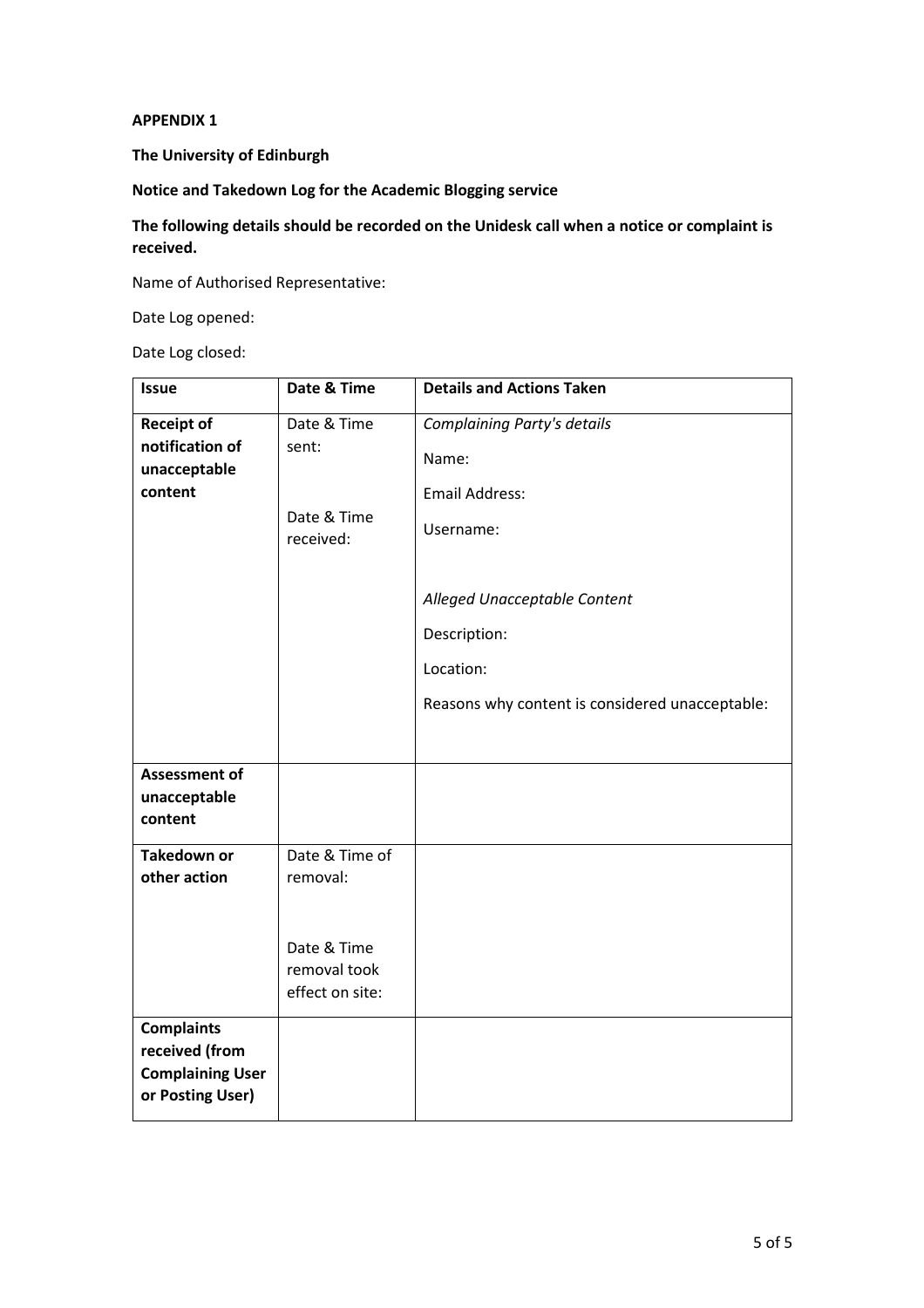**APPENDIX 1**

**The University of Edinburgh**

**Notice and Takedown Log for the Academic Blogging service**

**The following details should be recorded on the Unidesk call when a notice or complaint is received.**

Name of Authorised Representative:

Date Log opened:

Date Log closed:

| Issue | Date & Time | Details and Actions Taken |
|---|---|---|
| **Receipt of notification of unacceptable content** | Date & Time sent:<br><br>Date & Time received: | *Complaining Party's details*<br>Name:<br>Email Address:<br>Username:<br><br>*Alleged Unacceptable Content*<br>Description:<br>Location:<br>Reasons why content is considered unacceptable: |
| **Assessment of unacceptable content** | | |
| **Takedown or other action** | Date & Time of removal:<br><br>Date & Time removal took effect on site: | |
| **Complaints received (from Complaining User or Posting User)** | | |